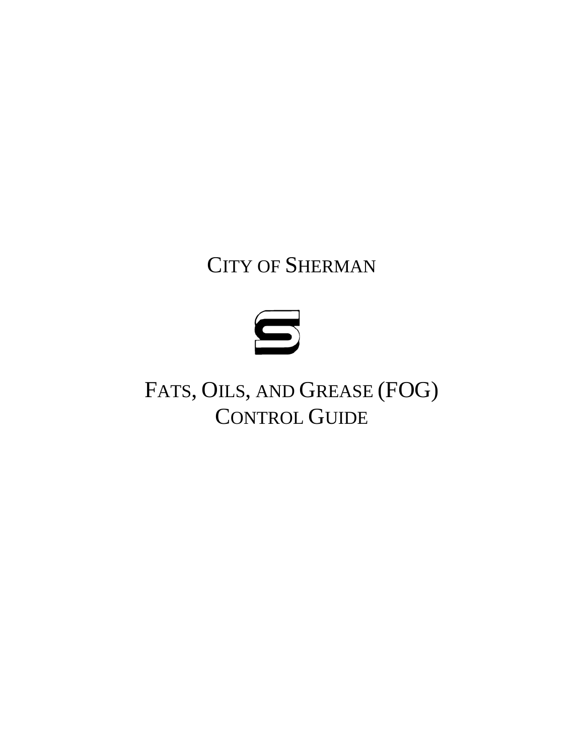# CITY OF SHERMAN

# FATS, OILS, AND GREASE (FOG) CONTROL GUIDE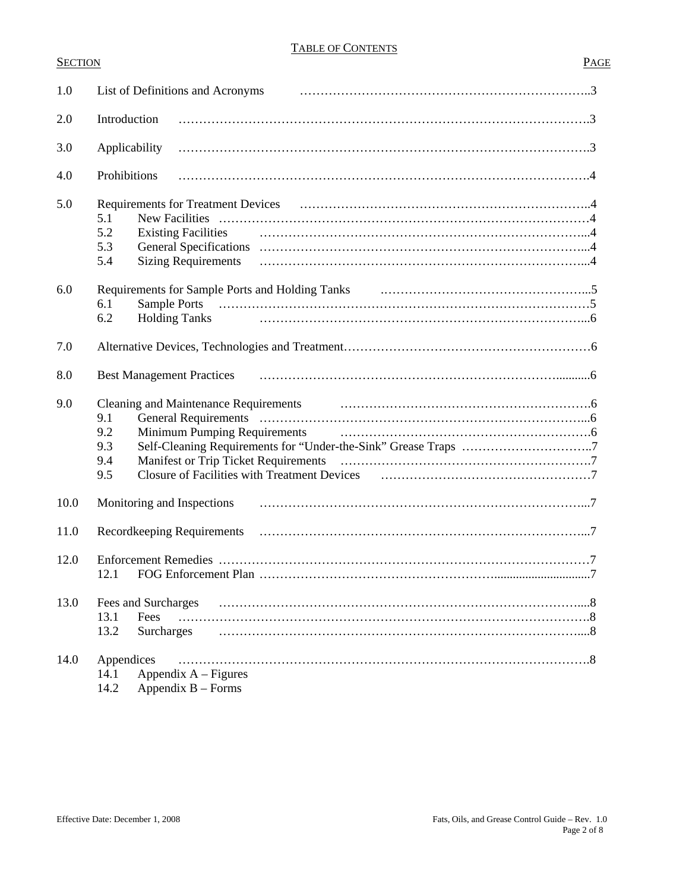# TABLE OF CONTENTS

| SECTION | | PAGE |
|---|---|---|
| 1.0 | List of Definitions and Acronyms | 3 |
| 2.0 | Introduction | 3 |
| 3.0 | Applicability | 3 |
| 4.0 | Prohibitions | 4 |
| 5.0 | Requirements for Treatment Devices | 4 |
| | 5.1 New Facilities | 4 |
| | 5.2 Existing Facilities | 4 |
| | 5.3 General Specifications | 4 |
| | 5.4 Sizing Requirements | 4 |
| 6.0 | Requirements for Sample Ports and Holding Tanks | 5 |
| | 6.1 Sample Ports | 5 |
| | 6.2 Holding Tanks | 6 |
| 7.0 | Alternative Devices, Technologies and Treatment | 6 |
| 8.0 | Best Management Practices | 6 |
| 9.0 | Cleaning and Maintenance Requirements | 6 |
| | 9.1 General Requirements | 6 |
| | 9.2 Minimum Pumping Requirements | 6 |
| | 9.3 Self-Cleaning Requirements for "Under-the-Sink" Grease Traps | 7 |
| | 9.4 Manifest or Trip Ticket Requirements | 7 |
| | 9.5 Closure of Facilities with Treatment Devices | 7 |
| 10.0 | Monitoring and Inspections | 7 |
| 11.0 | Recordkeeping Requirements | 7 |
| 12.0 | Enforcement Remedies | 7 |
| | 12.1 FOG Enforcement Plan | 7 |
| 13.0 | Fees and Surcharges | 8 |
| | 13.1 Fees | 8 |
| | 13.2 Surcharges | 8 |
| 14.0 | Appendices | 8 |
| | 14.1 Appendix A – Figures | |
| | 14.2 Appendix B – Forms | |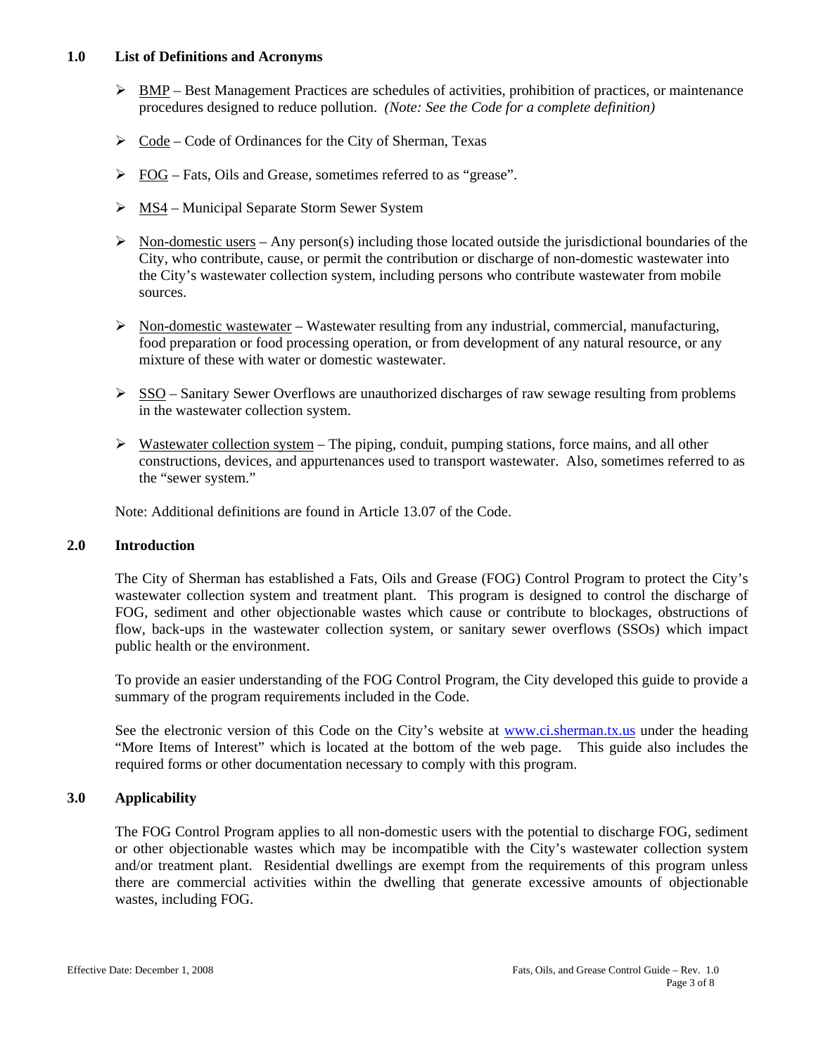## 1.0 List of Definitions and Acronyms

- BMP – Best Management Practices are schedules of activities, prohibition of practices, or maintenance procedures designed to reduce pollution. *(Note: See the Code for a complete definition)*
- Code – Code of Ordinances for the City of Sherman, Texas
- FOG – Fats, Oils and Grease, sometimes referred to as "grease".
- MS4 – Municipal Separate Storm Sewer System
- Non-domestic users – Any person(s) including those located outside the jurisdictional boundaries of the City, who contribute, cause, or permit the contribution or discharge of non-domestic wastewater into the City's wastewater collection system, including persons who contribute wastewater from mobile sources.
- Non-domestic wastewater – Wastewater resulting from any industrial, commercial, manufacturing, food preparation or food processing operation, or from development of any natural resource, or any mixture of these with water or domestic wastewater.
- SSO – Sanitary Sewer Overflows are unauthorized discharges of raw sewage resulting from problems in the wastewater collection system.
- Wastewater collection system – The piping, conduit, pumping stations, force mains, and all other constructions, devices, and appurtenances used to transport wastewater. Also, sometimes referred to as the "sewer system."

Note: Additional definitions are found in Article 13.07 of the Code.

## 2.0 Introduction

The City of Sherman has established a Fats, Oils and Grease (FOG) Control Program to protect the City's wastewater collection system and treatment plant. This program is designed to control the discharge of FOG, sediment and other objectionable wastes which cause or contribute to blockages, obstructions of flow, back-ups in the wastewater collection system, or sanitary sewer overflows (SSOs) which impact public health or the environment.

To provide an easier understanding of the FOG Control Program, the City developed this guide to provide a summary of the program requirements included in the Code.

See the electronic version of this Code on the City's website at www.ci.sherman.tx.us under the heading "More Items of Interest" which is located at the bottom of the web page. This guide also includes the required forms or other documentation necessary to comply with this program.

## 3.0 Applicability

The FOG Control Program applies to all non-domestic users with the potential to discharge FOG, sediment or other objectionable wastes which may be incompatible with the City's wastewater collection system and/or treatment plant. Residential dwellings are exempt from the requirements of this program unless there are commercial activities within the dwelling that generate excessive amounts of objectionable wastes, including FOG.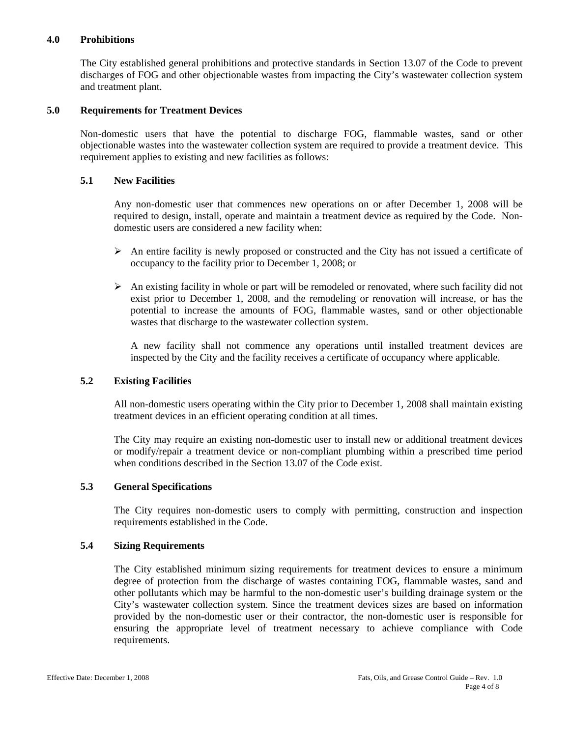## 4.0 Prohibitions

The City established general prohibitions and protective standards in Section 13.07 of the Code to prevent discharges of FOG and other objectionable wastes from impacting the City's wastewater collection system and treatment plant.

## 5.0 Requirements for Treatment Devices

Non-domestic users that have the potential to discharge FOG, flammable wastes, sand or other objectionable wastes into the wastewater collection system are required to provide a treatment device. This requirement applies to existing and new facilities as follows:

### 5.1 New Facilities

Any non-domestic user that commences new operations on or after December 1, 2008 will be required to design, install, operate and maintain a treatment device as required by the Code. Non-domestic users are considered a new facility when:

- An entire facility is newly proposed or constructed and the City has not issued a certificate of occupancy to the facility prior to December 1, 2008; or
- An existing facility in whole or part will be remodeled or renovated, where such facility did not exist prior to December 1, 2008, and the remodeling or renovation will increase, or has the potential to increase the amounts of FOG, flammable wastes, sand or other objectionable wastes that discharge to the wastewater collection system.

  A new facility shall not commence any operations until installed treatment devices are inspected by the City and the facility receives a certificate of occupancy where applicable.

### 5.2 Existing Facilities

All non-domestic users operating within the City prior to December 1, 2008 shall maintain existing treatment devices in an efficient operating condition at all times.

The City may require an existing non-domestic user to install new or additional treatment devices or modify/repair a treatment device or non-compliant plumbing within a prescribed time period when conditions described in the Section 13.07 of the Code exist.

### 5.3 General Specifications

The City requires non-domestic users to comply with permitting, construction and inspection requirements established in the Code.

### 5.4 Sizing Requirements

The City established minimum sizing requirements for treatment devices to ensure a minimum degree of protection from the discharge of wastes containing FOG, flammable wastes, sand and other pollutants which may be harmful to the non-domestic user's building drainage system or the City's wastewater collection system. Since the treatment devices sizes are based on information provided by the non-domestic user or their contractor, the non-domestic user is responsible for ensuring the appropriate level of treatment necessary to achieve compliance with Code requirements.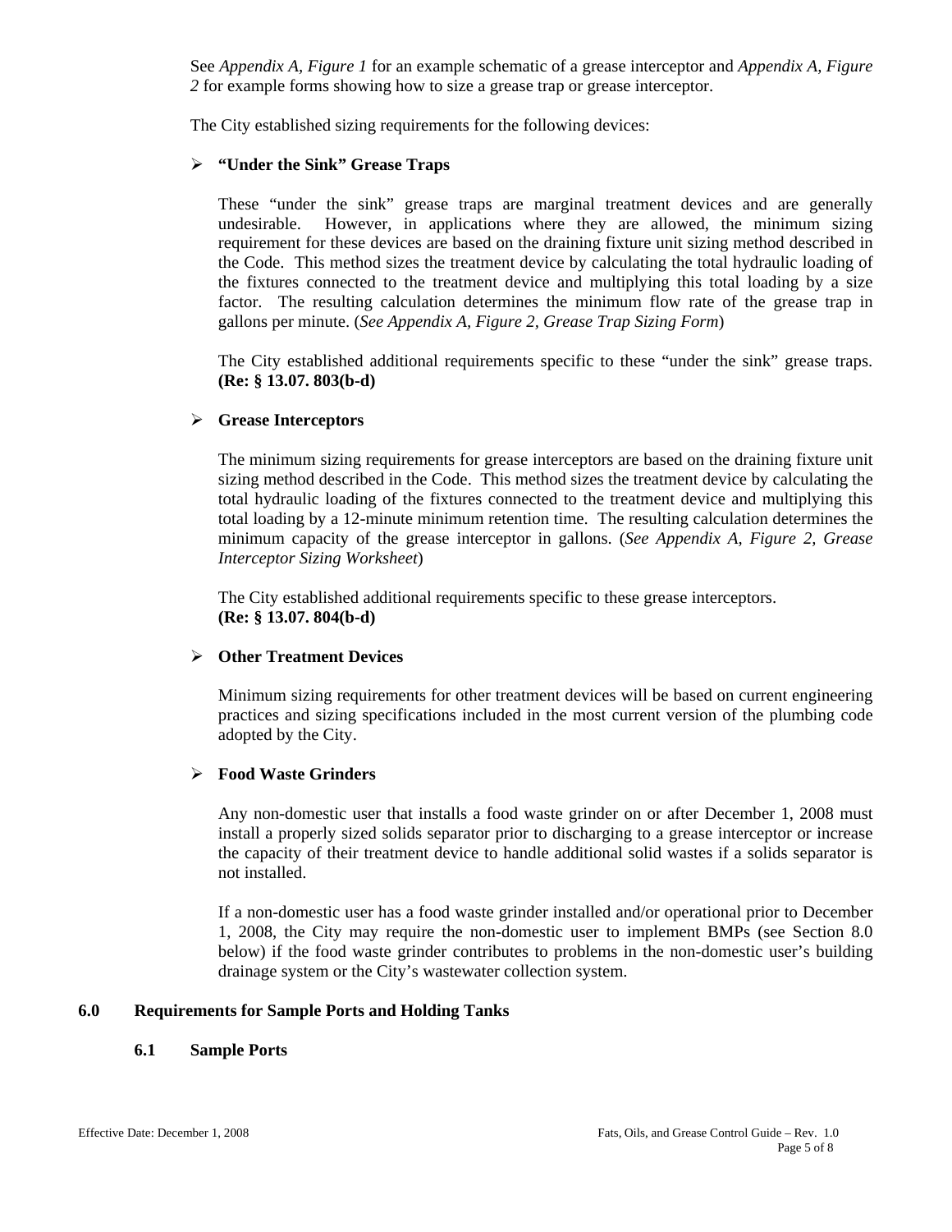See *Appendix A, Figure 1* for an example schematic of a grease interceptor and *Appendix A, Figure 2* for example forms showing how to size a grease trap or grease interceptor.

The City established sizing requirements for the following devices:

- **"Under the Sink" Grease Traps**

  These "under the sink" grease traps are marginal treatment devices and are generally undesirable. However, in applications where they are allowed, the minimum sizing requirement for these devices are based on the draining fixture unit sizing method described in the Code. This method sizes the treatment device by calculating the total hydraulic loading of the fixtures connected to the treatment device and multiplying this total loading by a size factor. The resulting calculation determines the minimum flow rate of the grease trap in gallons per minute. (*See Appendix A, Figure 2, Grease Trap Sizing Form*)

  The City established additional requirements specific to these "under the sink" grease traps. **(Re: § 13.07. 803(b-d)**

- **Grease Interceptors**

  The minimum sizing requirements for grease interceptors are based on the draining fixture unit sizing method described in the Code. This method sizes the treatment device by calculating the total hydraulic loading of the fixtures connected to the treatment device and multiplying this total loading by a 12-minute minimum retention time. The resulting calculation determines the minimum capacity of the grease interceptor in gallons. (*See Appendix A, Figure 2, Grease Interceptor Sizing Worksheet*)

  The City established additional requirements specific to these grease interceptors. **(Re: § 13.07. 804(b-d)**

- **Other Treatment Devices**

  Minimum sizing requirements for other treatment devices will be based on current engineering practices and sizing specifications included in the most current version of the plumbing code adopted by the City.

- **Food Waste Grinders**

  Any non-domestic user that installs a food waste grinder on or after December 1, 2008 must install a properly sized solids separator prior to discharging to a grease interceptor or increase the capacity of their treatment device to handle additional solid wastes if a solids separator is not installed.

  If a non-domestic user has a food waste grinder installed and/or operational prior to December 1, 2008, the City may require the non-domestic user to implement BMPs (see Section 8.0 below) if the food waste grinder contributes to problems in the non-domestic user's building drainage system or the City's wastewater collection system.

## 6.0 Requirements for Sample Ports and Holding Tanks

### 6.1 Sample Ports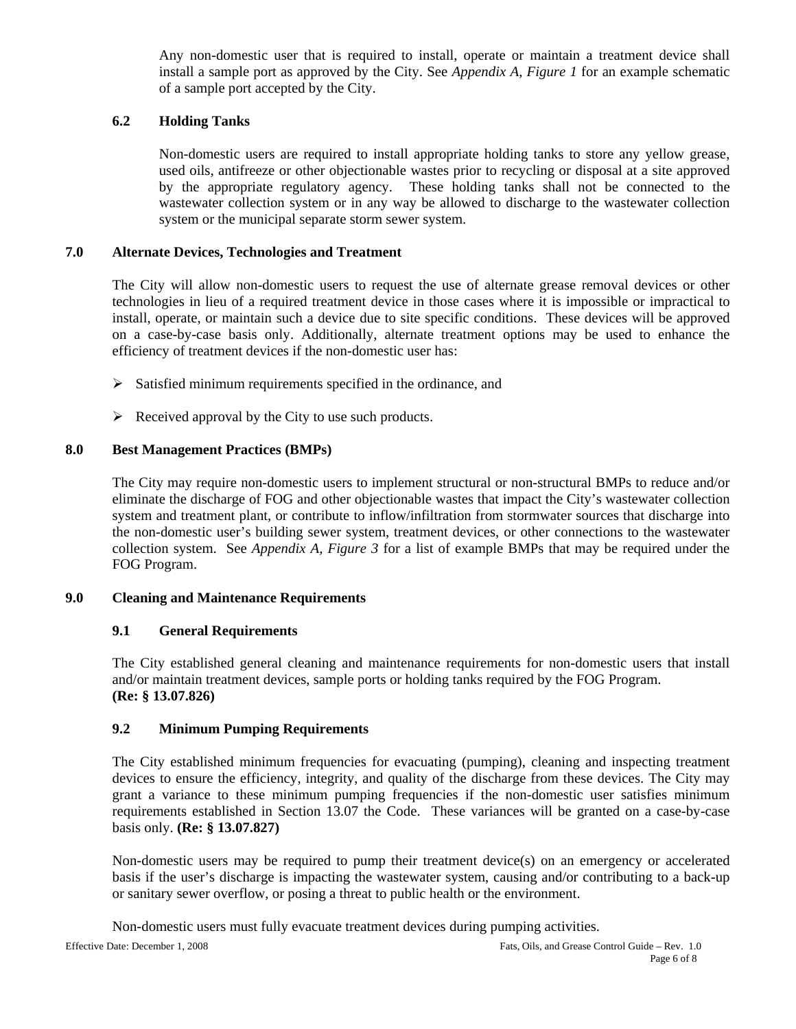Any non-domestic user that is required to install, operate or maintain a treatment device shall install a sample port as approved by the City. See *Appendix A, Figure 1* for an example schematic of a sample port accepted by the City.

### 6.2 Holding Tanks

Non-domestic users are required to install appropriate holding tanks to store any yellow grease, used oils, antifreeze or other objectionable wastes prior to recycling or disposal at a site approved by the appropriate regulatory agency. These holding tanks shall not be connected to the wastewater collection system or in any way be allowed to discharge to the wastewater collection system or the municipal separate storm sewer system.

## 7.0 Alternate Devices, Technologies and Treatment

The City will allow non-domestic users to request the use of alternate grease removal devices or other technologies in lieu of a required treatment device in those cases where it is impossible or impractical to install, operate, or maintain such a device due to site specific conditions. These devices will be approved on a case-by-case basis only. Additionally, alternate treatment options may be used to enhance the efficiency of treatment devices if the non-domestic user has:

- Satisfied minimum requirements specified in the ordinance, and
- Received approval by the City to use such products.

## 8.0 Best Management Practices (BMPs)

The City may require non-domestic users to implement structural or non-structural BMPs to reduce and/or eliminate the discharge of FOG and other objectionable wastes that impact the City's wastewater collection system and treatment plant, or contribute to inflow/infiltration from stormwater sources that discharge into the non-domestic user's building sewer system, treatment devices, or other connections to the wastewater collection system. See *Appendix A, Figure 3* for a list of example BMPs that may be required under the FOG Program.

## 9.0 Cleaning and Maintenance Requirements

### 9.1 General Requirements

The City established general cleaning and maintenance requirements for non-domestic users that install and/or maintain treatment devices, sample ports or holding tanks required by the FOG Program.
**(Re: § 13.07.826)**

### 9.2 Minimum Pumping Requirements

The City established minimum frequencies for evacuating (pumping), cleaning and inspecting treatment devices to ensure the efficiency, integrity, and quality of the discharge from these devices. The City may grant a variance to these minimum pumping frequencies if the non-domestic user satisfies minimum requirements established in Section 13.07 the Code. These variances will be granted on a case-by-case basis only. **(Re: § 13.07.827)**

Non-domestic users may be required to pump their treatment device(s) on an emergency or accelerated basis if the user's discharge is impacting the wastewater system, causing and/or contributing to a back-up or sanitary sewer overflow, or posing a threat to public health or the environment.

Non-domestic users must fully evacuate treatment devices during pumping activities.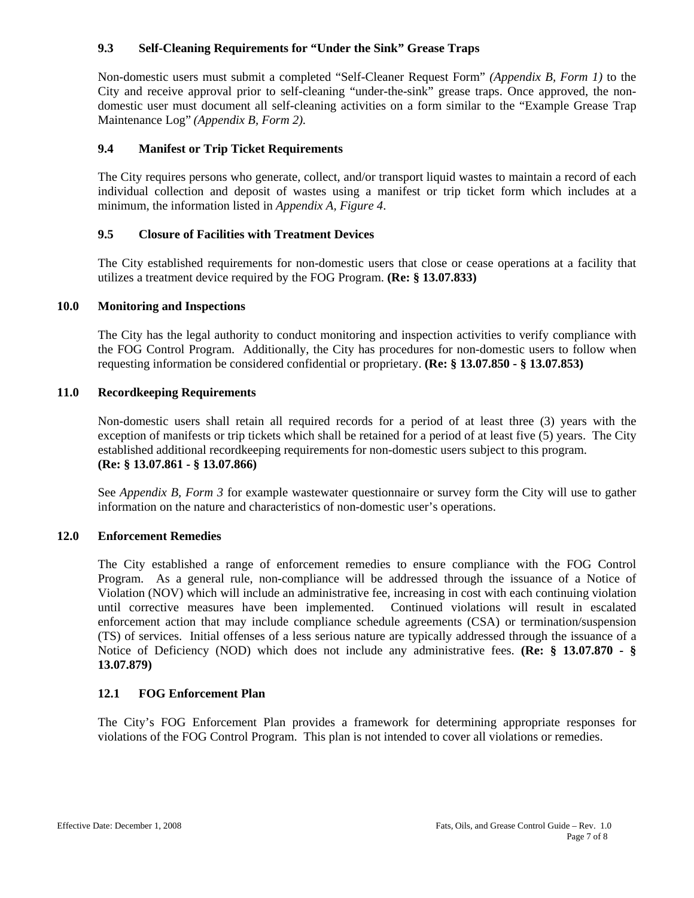### 9.3 Self-Cleaning Requirements for "Under the Sink" Grease Traps

Non-domestic users must submit a completed "Self-Cleaner Request Form" *(Appendix B, Form 1)* to the City and receive approval prior to self-cleaning "under-the-sink" grease traps. Once approved, the non-domestic user must document all self-cleaning activities on a form similar to the "Example Grease Trap Maintenance Log" *(Appendix B, Form 2).*

### 9.4 Manifest or Trip Ticket Requirements

The City requires persons who generate, collect, and/or transport liquid wastes to maintain a record of each individual collection and deposit of wastes using a manifest or trip ticket form which includes at a minimum, the information listed in *Appendix A, Figure 4*.

### 9.5 Closure of Facilities with Treatment Devices

The City established requirements for non-domestic users that close or cease operations at a facility that utilizes a treatment device required by the FOG Program. **(Re: § 13.07.833)**

## 10.0 Monitoring and Inspections

The City has the legal authority to conduct monitoring and inspection activities to verify compliance with the FOG Control Program. Additionally, the City has procedures for non-domestic users to follow when requesting information be considered confidential or proprietary. **(Re: § 13.07.850 - § 13.07.853)**

## 11.0 Recordkeeping Requirements

Non-domestic users shall retain all required records for a period of at least three (3) years with the exception of manifests or trip tickets which shall be retained for a period of at least five (5) years. The City established additional recordkeeping requirements for non-domestic users subject to this program. **(Re: § 13.07.861 - § 13.07.866)**

See *Appendix B, Form 3* for example wastewater questionnaire or survey form the City will use to gather information on the nature and characteristics of non-domestic user's operations.

## 12.0 Enforcement Remedies

The City established a range of enforcement remedies to ensure compliance with the FOG Control Program. As a general rule, non-compliance will be addressed through the issuance of a Notice of Violation (NOV) which will include an administrative fee, increasing in cost with each continuing violation until corrective measures have been implemented. Continued violations will result in escalated enforcement action that may include compliance schedule agreements (CSA) or termination/suspension (TS) of services. Initial offenses of a less serious nature are typically addressed through the issuance of a Notice of Deficiency (NOD) which does not include any administrative fees. **(Re: § 13.07.870 - § 13.07.879)**

### 12.1 FOG Enforcement Plan

The City's FOG Enforcement Plan provides a framework for determining appropriate responses for violations of the FOG Control Program. This plan is not intended to cover all violations or remedies.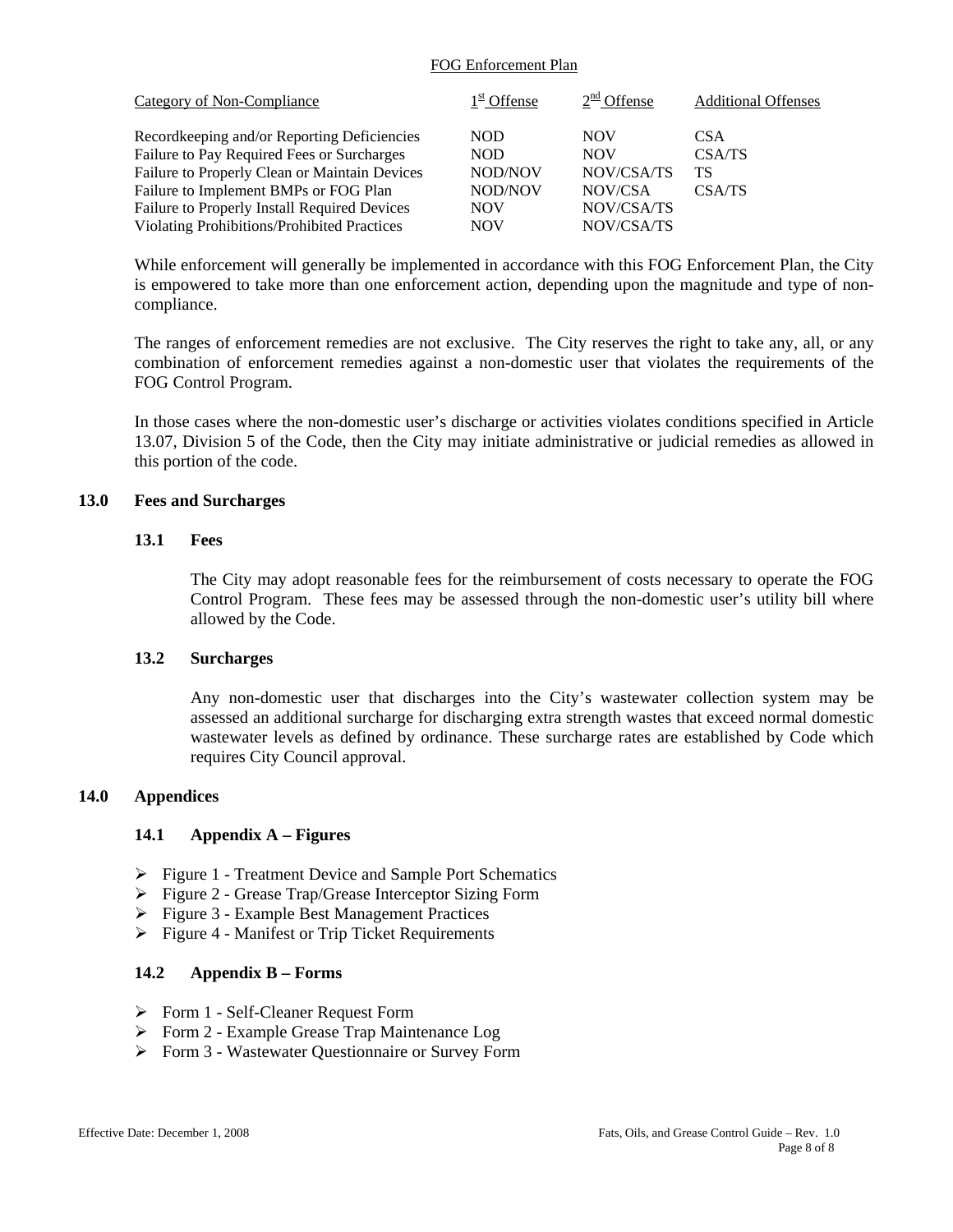FOG Enforcement Plan

| Category of Non-Compliance | 1st Offense | 2nd Offense | Additional Offenses |
|---|---|---|---|
| Recordkeeping and/or Reporting Deficiencies | NOD | NOV | CSA |
| Failure to Pay Required Fees or Surcharges | NOD | NOV | CSA/TS |
| Failure to Properly Clean or Maintain Devices | NOD/NOV | NOV/CSA/TS | TS |
| Failure to Implement BMPs or FOG Plan | NOD/NOV | NOV/CSA | CSA/TS |
| Failure to Properly Install Required Devices | NOV | NOV/CSA/TS | |
| Violating Prohibitions/Prohibited Practices | NOV | NOV/CSA/TS | |

While enforcement will generally be implemented in accordance with this FOG Enforcement Plan, the City is empowered to take more than one enforcement action, depending upon the magnitude and type of non-compliance.

The ranges of enforcement remedies are not exclusive. The City reserves the right to take any, all, or any combination of enforcement remedies against a non-domestic user that violates the requirements of the FOG Control Program.

In those cases where the non-domestic user's discharge or activities violates conditions specified in Article 13.07, Division 5 of the Code, then the City may initiate administrative or judicial remedies as allowed in this portion of the code.

## 13.0 Fees and Surcharges

### 13.1 Fees

The City may adopt reasonable fees for the reimbursement of costs necessary to operate the FOG Control Program. These fees may be assessed through the non-domestic user's utility bill where allowed by the Code.

### 13.2 Surcharges

Any non-domestic user that discharges into the City's wastewater collection system may be assessed an additional surcharge for discharging extra strength wastes that exceed normal domestic wastewater levels as defined by ordinance. These surcharge rates are established by Code which requires City Council approval.

## 14.0 Appendices

### 14.1 Appendix A – Figures

- Figure 1 - Treatment Device and Sample Port Schematics
- Figure 2 - Grease Trap/Grease Interceptor Sizing Form
- Figure 3 - Example Best Management Practices
- Figure 4 - Manifest or Trip Ticket Requirements

### 14.2 Appendix B – Forms

- Form 1 - Self-Cleaner Request Form
- Form 2 - Example Grease Trap Maintenance Log
- Form 3 - Wastewater Questionnaire or Survey Form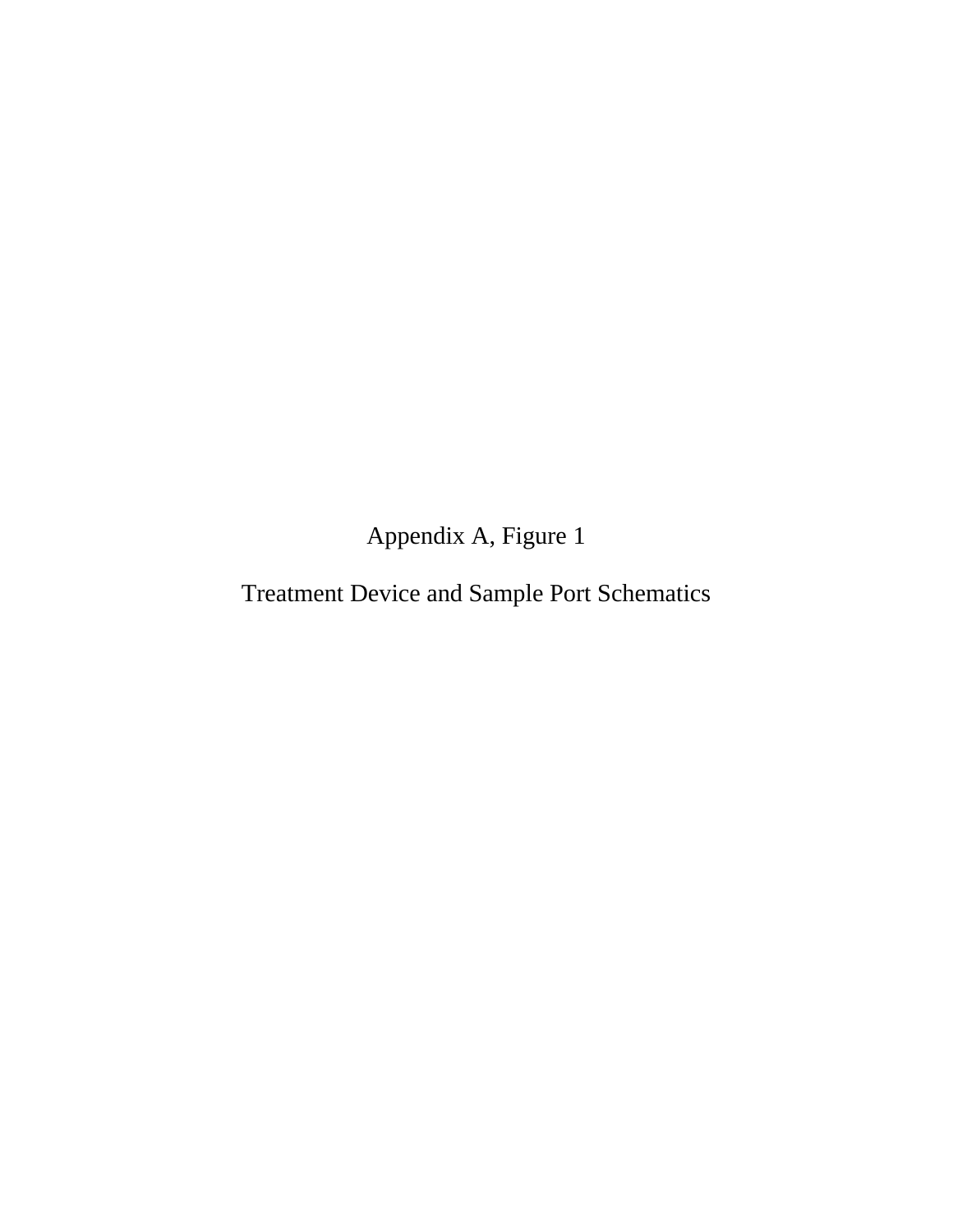Appendix A, Figure 1

Treatment Device and Sample Port Schematics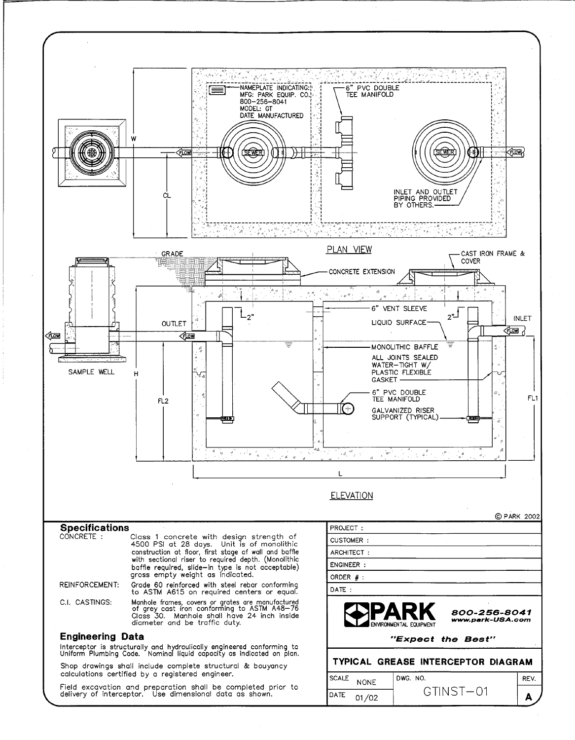PLAN VIEW

NAMEPLATE INDICATING:
MFG: PARK EQUIP. CO.
800-256-8041
MODEL: GT
DATE MANUFACTURED

6" PVC DOUBLE TEE MANIFOLD

INLET AND OUTLET PIPING PROVIDED BY OTHERS.

W

CL

FLOW

SEWER

ELEVATION

GRADE

CONCRETE EXTENSION

CAST IRON FRAME & COVER

6" VENT SLEEVE

LIQUID SURFACE

MONOLITHIC BAFFLE

ALL JOINTS SEALED WATER-TIGHT W/ PLASTIC FLEXIBLE GASKET

6" PVC DOUBLE TEE MANIFOLD

GALVANIZED RISER SUPPORT (TYPICAL)

OUTLET

INLET

SAMPLE WELL

2"

H

FL2

FL1

L

© PARK 2002

## Specifications

CONCRETE : Class 1 concrete with design strength of 4500 PSI at 28 days. Unit is of monolithic construction at floor, first stage of wall and baffle with sectional riser to required depth. (Monolithic baffle required, slide-in type is not acceptable) gross empty weight as indicated.

REINFORCEMENT: Grade 60 reinforced with steel rebar conforming to ASTM A615 on required centers or equal.

C.I. CASTINGS: Manhole frames, covers or grates are manufactured of grey cast iron conforming to ASTM A48-76 Class 30. Manhole shall have 24 inch inside diameter and be traffic duty.

## Engineering Data

Interceptor is structurally and hydraulically engineered conforming to Uniform Plumbing Code. Nominal liquid capacity as indicated on plan.

Shop drawings shall include complete structural & bouyancy calculations certified by a registered engineer.

Field excavation and preparation shall be completed prior to delivery of interceptor. Use dimensional data as shown.

PROJECT :
CUSTOMER :
ARCHITECT :
ENGINEER :
ORDER # :
DATE :

PARK ENVIRONMENTAL EQUIPMENT
800-256-8041
www.park-USA.com

"Expect the Best"

**TYPICAL GREASE INTERCEPTOR DIAGRAM**

| SCALE NONE | DWG. NO. GTINST-01 | REV. A |
|---|---|---|
| DATE 01/02 | | |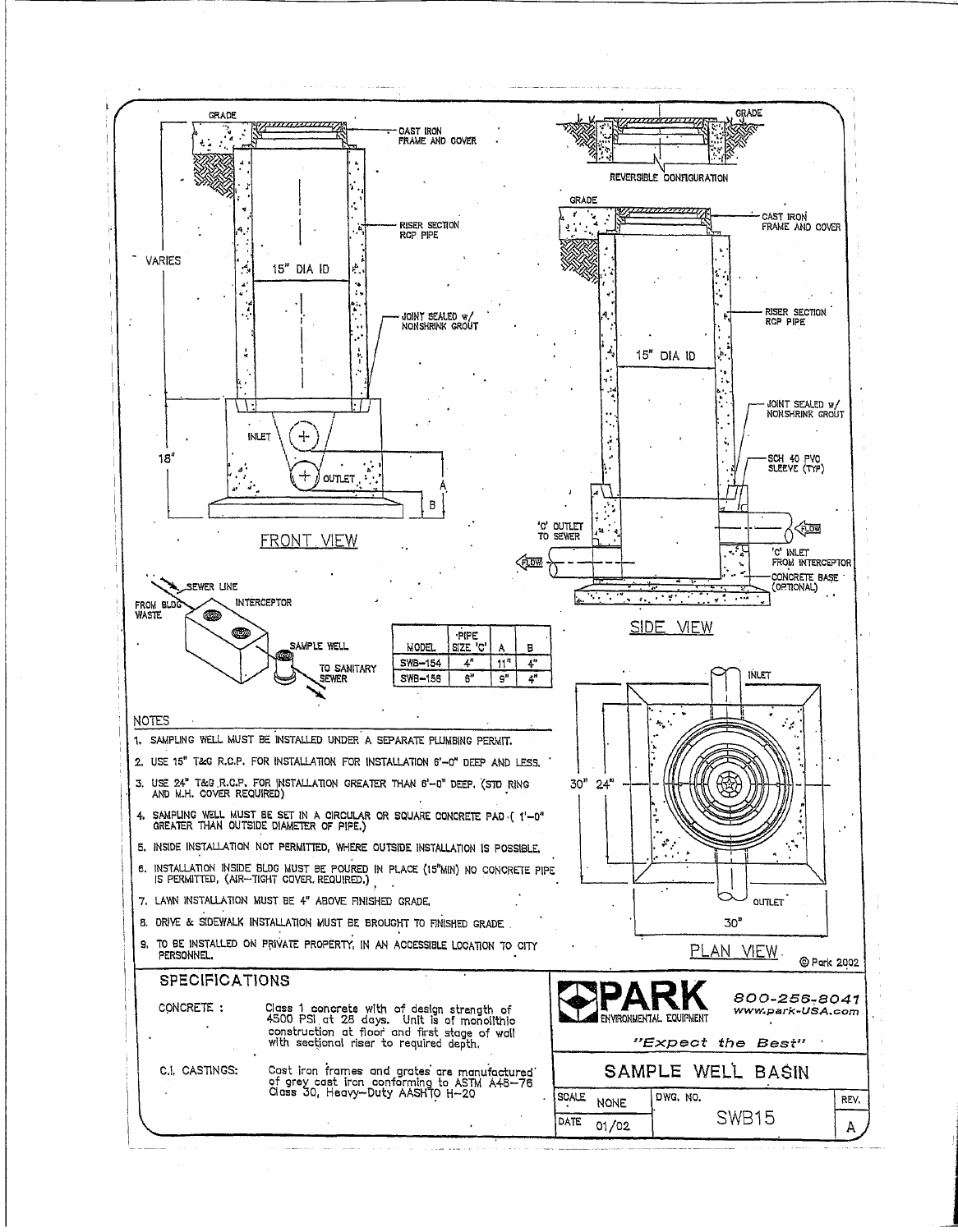GRADE

CAST IRON FRAME AND COVER

RISER SECTION RCP PIPE

VARIES

15" DIA ID

JOINT SEALED w/ NONSHRINK GROUT

INLET

18"

OUTLET

A

B

FRONT VIEW

REVERSIBLE CONFIGURATION

GRADE

CAST IRON FRAME AND COVER

RISER SECTION RCP PIPE

15" DIA ID

JOINT SEALED w/ NONSHRINK GROUT

SCH 40 PVC SLEEVE (TYP)

'C' OUTLET TO SEWER

FLOW

'C' INLET FROM INTERCEPTOR

CONCRETE BASE (OPTIONAL)

SIDE VIEW

SEWER LINE

FROM BLDG WASTE

INTERCEPTOR

SAMPLE WELL

TO SANITARY SEWER

| MODEL | PIPE SIZE 'C' | A | B |
|---|---|---|---|
| SWB-154 | 4" | 11" | 4" |
| SWB-156 | 6" | 9" | 4" |

INLET

30" 24"

OUTLET

30"

PLAN VIEW

© Park 2002

## NOTES

1. SAMPLING WELL MUST BE INSTALLED UNDER A SEPARATE PLUMBING PERMIT.
2. USE 15" T&G R.C.P. FOR INSTALLATION FOR INSTALLATION 6'-0" DEEP AND LESS.
3. USE 24" T&G R.C.P. FOR INSTALLATION GREATER THAN 6'-0" DEEP. (STD RING AND M.H. COVER REQUIRED)
4. SAMPLING WELL MUST BE SET IN A CIRCULAR OR SQUARE CONCRETE PAD ( 1'-0" GREATER THAN OUTSIDE DIAMETER OF PIPE.)
5. INSIDE INSTALLATION NOT PERMITTED, WHERE OUTSIDE INSTALLATION IS POSSIBLE.
6. INSTALLATION INSIDE BLDG MUST BE POURED IN PLACE (15"MIN) NO CONCRETE PIPE IS PERMITTED, (AIR-TIGHT COVER, REQUIRED.)
7. LAWN INSTALLATION MUST BE 4" ABOVE FINISHED GRADE.
8. DRIVE & SIDEWALK INSTALLATION MUST BE BROUGHT TO FINISHED GRADE.
9. TO BE INSTALLED ON PRIVATE PROPERTY, IN AN ACCESSIBLE LOCATION TO CITY PERSONNEL.

## SPECIFICATIONS

CONCRETE : Class 1 concrete with of design strength of 4500 PSI at 28 days. Unit is of monolithic construction at floor and first stage of wall with sectional riser to required depth.

C.I. CASTINGS: Cast iron frames and grates are manufactured of grey cast iron conforming to ASTM A48-76 Class 30, Heavy-Duty AASHTO H-20

**PARK** ENVIRONMENTAL EQUIPMENT

800-255-8041
www.park-USA.com

"Expect the Best"

SAMPLE WELL BASIN

| SCALE | NONE | DWG. NO. | SWB15 | REV. | A |
|---|---|---|---|---|---|
| DATE | 01/02 | | | | |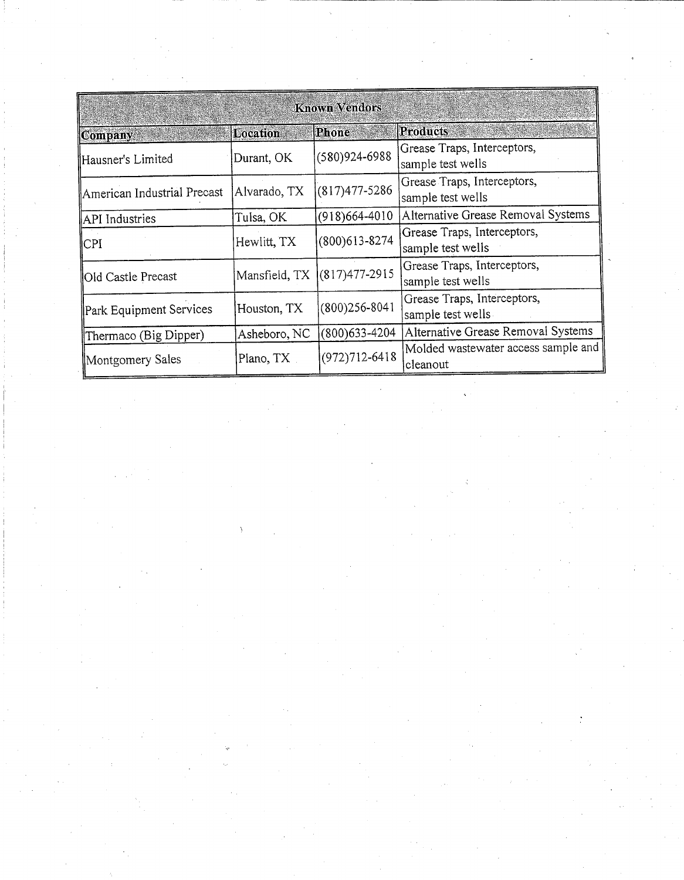| Known Vendors | | | |
|---|---|---|---|
| **Company** | **Location** | **Phone** | **Products** |
| Hausner's Limited | Durant, OK | (580)924-6988 | Grease Traps, Interceptors, sample test wells |
| American Industrial Precast | Alvarado, TX | (817)477-5286 | Grease Traps, Interceptors, sample test wells |
| API Industries | Tulsa, OK | (918)664-4010 | Alternative Grease Removal Systems |
| CPI | Hewlitt, TX | (800)613-8274 | Grease Traps, Interceptors, sample test wells |
| Old Castle Precast | Mansfield, TX | (817)477-2915 | Grease Traps, Interceptors, sample test wells |
| Park Equipment Services | Houston, TX | (800)256-8041 | Grease Traps, Interceptors, sample test wells |
| Thermaco (Big Dipper) | Asheboro, NC | (800)633-4204 | Alternative Grease Removal Systems |
| Montgomery Sales | Plano, TX | (972)712-6418 | Molded wastewater access sample and cleanout |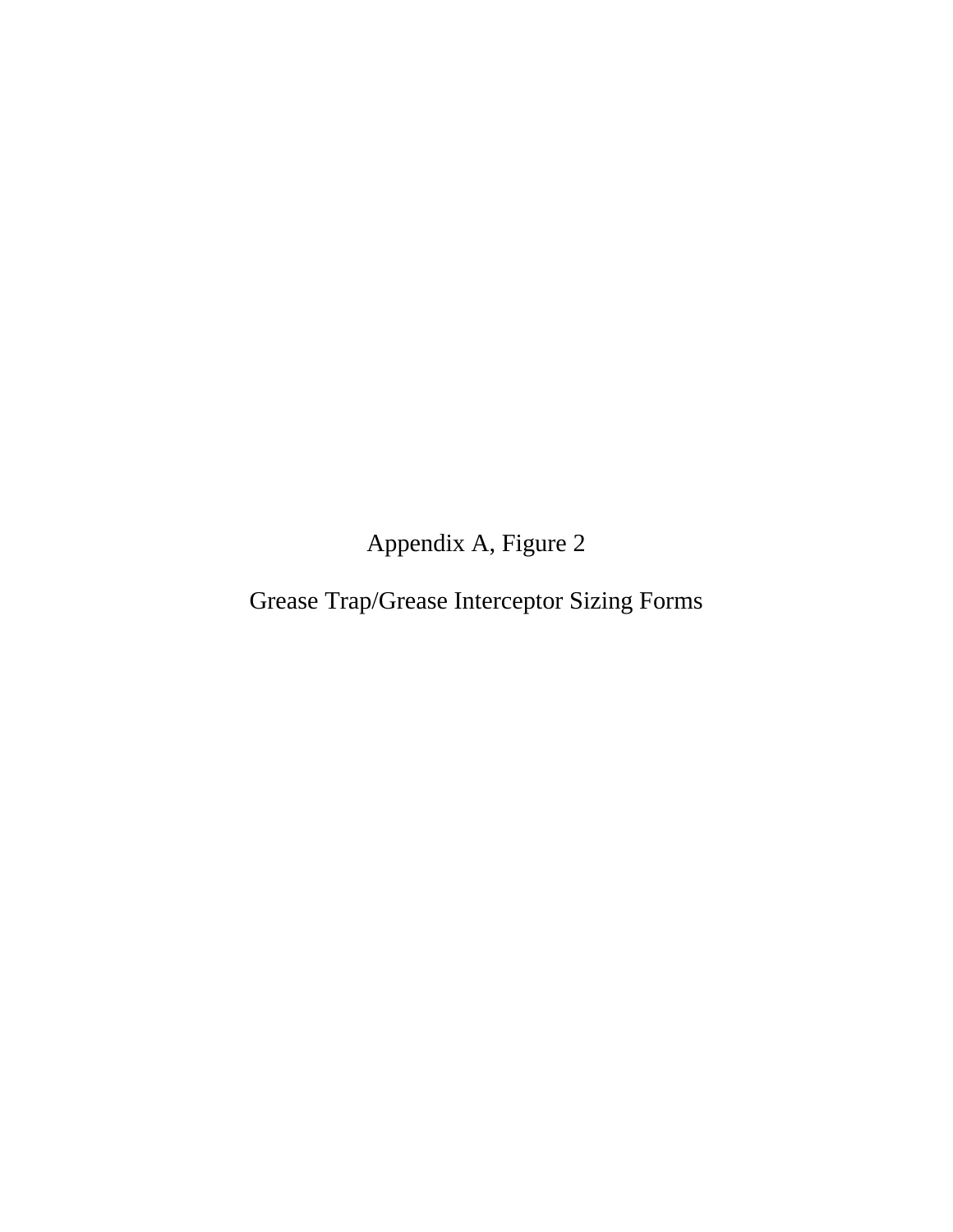Appendix A, Figure 2

Grease Trap/Grease Interceptor Sizing Forms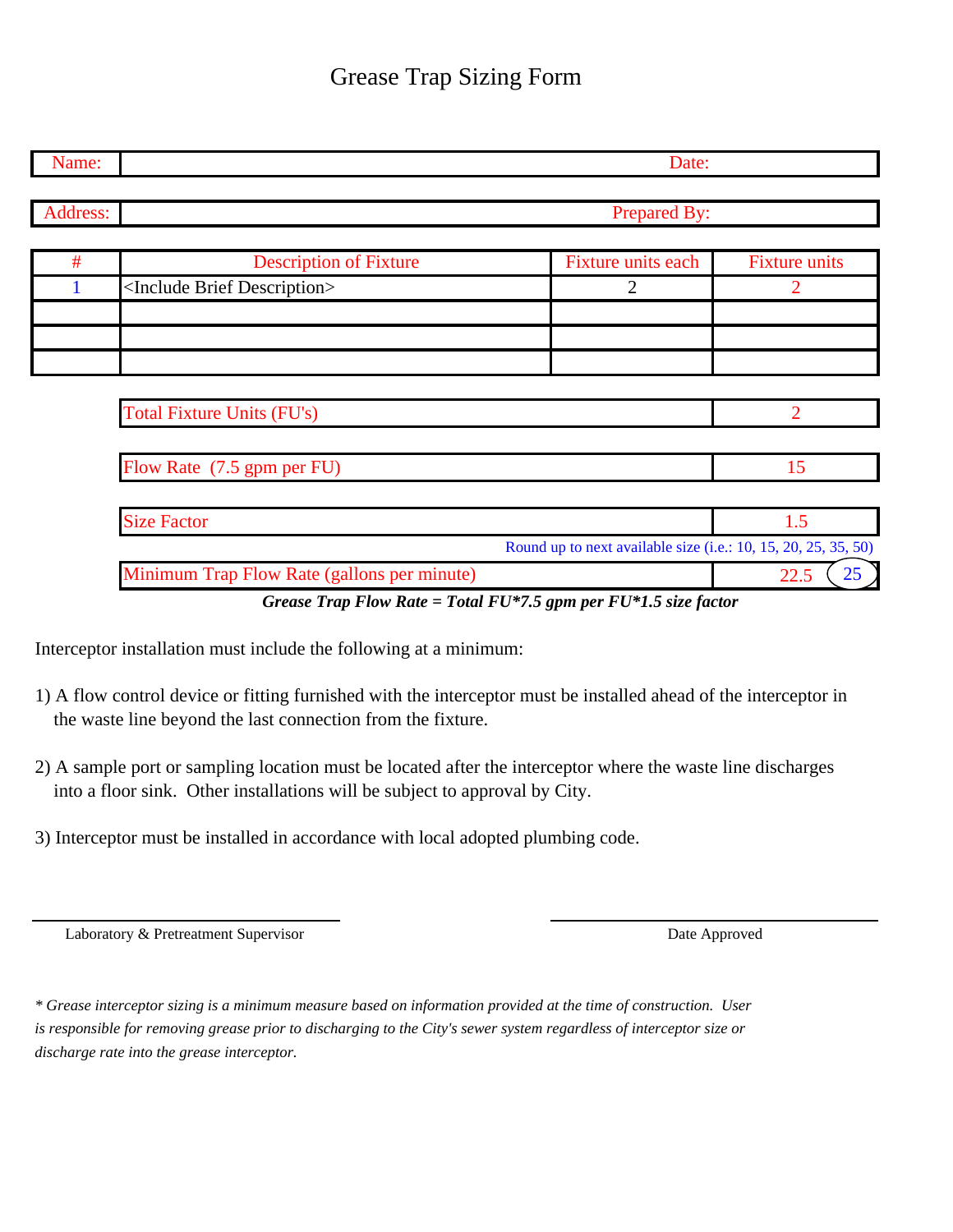# Grease Trap Sizing Form

| Name: | | Date: |
|---|---|---|

| Address: | | Prepared By: |
|---|---|---|

| # | Description of Fixture | Fixture units each | Fixture units |
|---|---|---|---|
| 1 | <Include Brief Description> | 2 | 2 |
| | | | |
| | | | |
| | | | |

| | |
|---|---|
| Total Fixture Units (FU's) | 2 |
| Flow Rate (7.5 gpm per FU) | 15 |
| Size Factor | 1.5 |
| Minimum Trap Flow Rate (gallons per minute) | 22.5 (25) |

Round up to next available size (i.e.: 10, 15, 20, 25, 35, 50)

***Grease Trap Flow Rate = Total FU*7.5 gpm per FU*1.5 size factor***

Interceptor installation must include the following at a minimum:

1) A flow control device or fitting furnished with the interceptor must be installed ahead of the interceptor in the waste line beyond the last connection from the fixture.

2) A sample port or sampling location must be located after the interceptor where the waste line discharges into a floor sink. Other installations will be subject to approval by City.

3) Interceptor must be installed in accordance with local adopted plumbing code.

______________________________ Laboratory & Pretreatment Supervisor

______________________________ Date Approved

*\* Grease interceptor sizing is a minimum measure based on information provided at the time of construction. User is responsible for removing grease prior to discharging to the City's sewer system regardless of interceptor size or discharge rate into the grease interceptor.*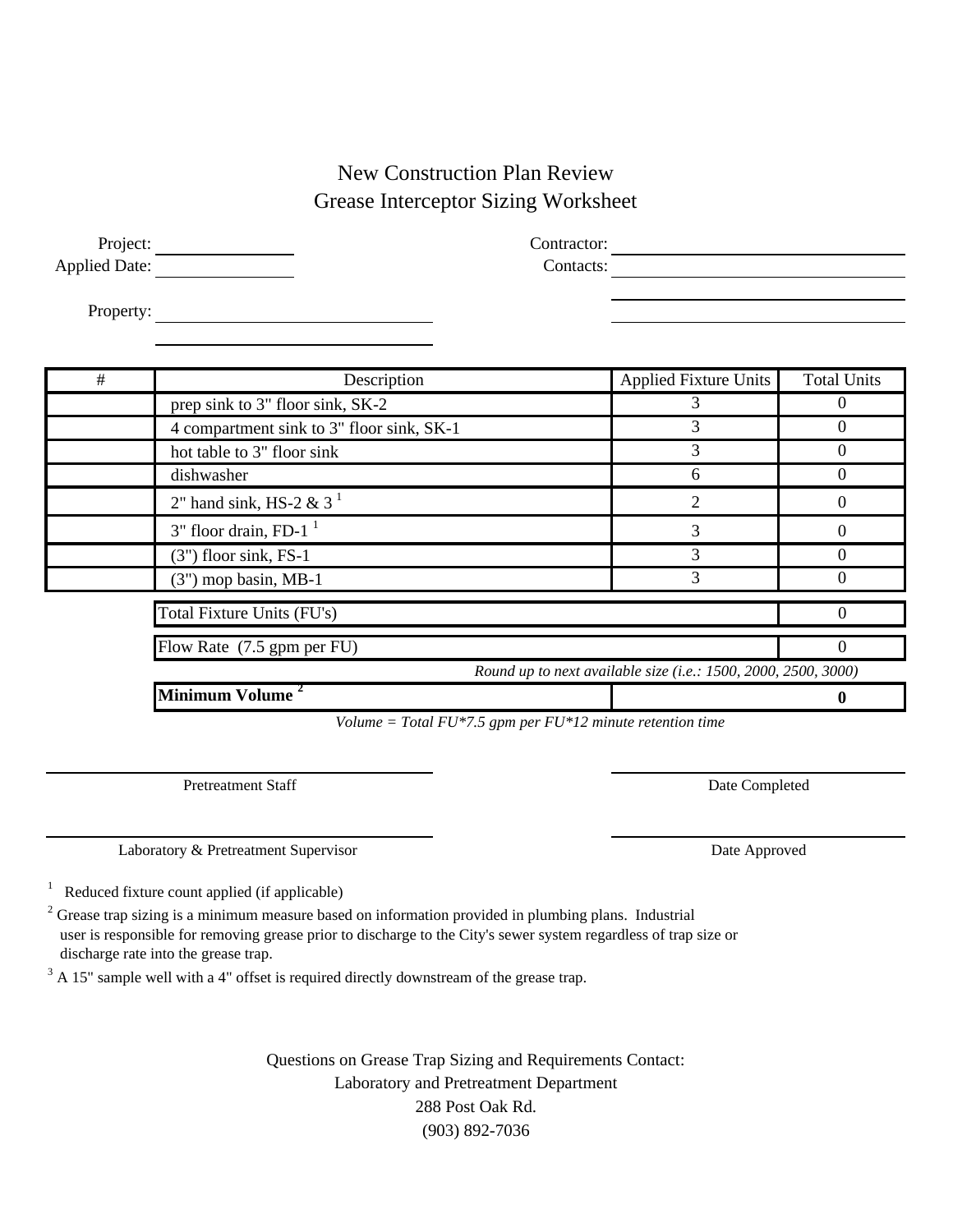# New Construction Plan Review
## Grease Interceptor Sizing Worksheet

Project: ______________ Contractor: ______________

Applied Date: ______________ Contacts: ______________

Property: ______________

| # | Description | Applied Fixture Units | Total Units |
|---|---|---|---|
| | prep sink to 3" floor sink, SK-2 | 3 | 0 |
| | 4 compartment sink to 3" floor sink, SK-1 | 3 | 0 |
| | hot table to 3" floor sink | 3 | 0 |
| | dishwasher | 6 | 0 |
| | 2" hand sink, HS-2 & 3 [1] | 2 | 0 |
| | 3" floor drain, FD-1 [1] | 3 | 0 |
| | (3") floor sink, FS-1 | 3 | 0 |
| | (3") mop basin, MB-1 | 3 | 0 |

| | |
|---|---|
| Total Fixture Units (FU's) | 0 |
| Flow Rate (7.5 gpm per FU) | 0 |

*Round up to next available size (i.e.: 1500, 2000, 2500, 3000)*

| | |
|---|---|
| **Minimum Volume [2]** | **0** |

*Volume = Total FU*7.5 gpm per FU*12 minute retention time*

______________ Pretreatment Staff ______________ Date Completed

______________ Laboratory & Pretreatment Supervisor ______________ Date Approved

[1] Reduced fixture count applied (if applicable)

[2] Grease trap sizing is a minimum measure based on information provided in plumbing plans. Industrial user is responsible for removing grease prior to discharge to the City's sewer system regardless of trap size or discharge rate into the grease trap.

[3] A 15" sample well with a 4" offset is required directly downstream of the grease trap.

Questions on Grease Trap Sizing and Requirements Contact:
Laboratory and Pretreatment Department
288 Post Oak Rd.
(903) 892-7036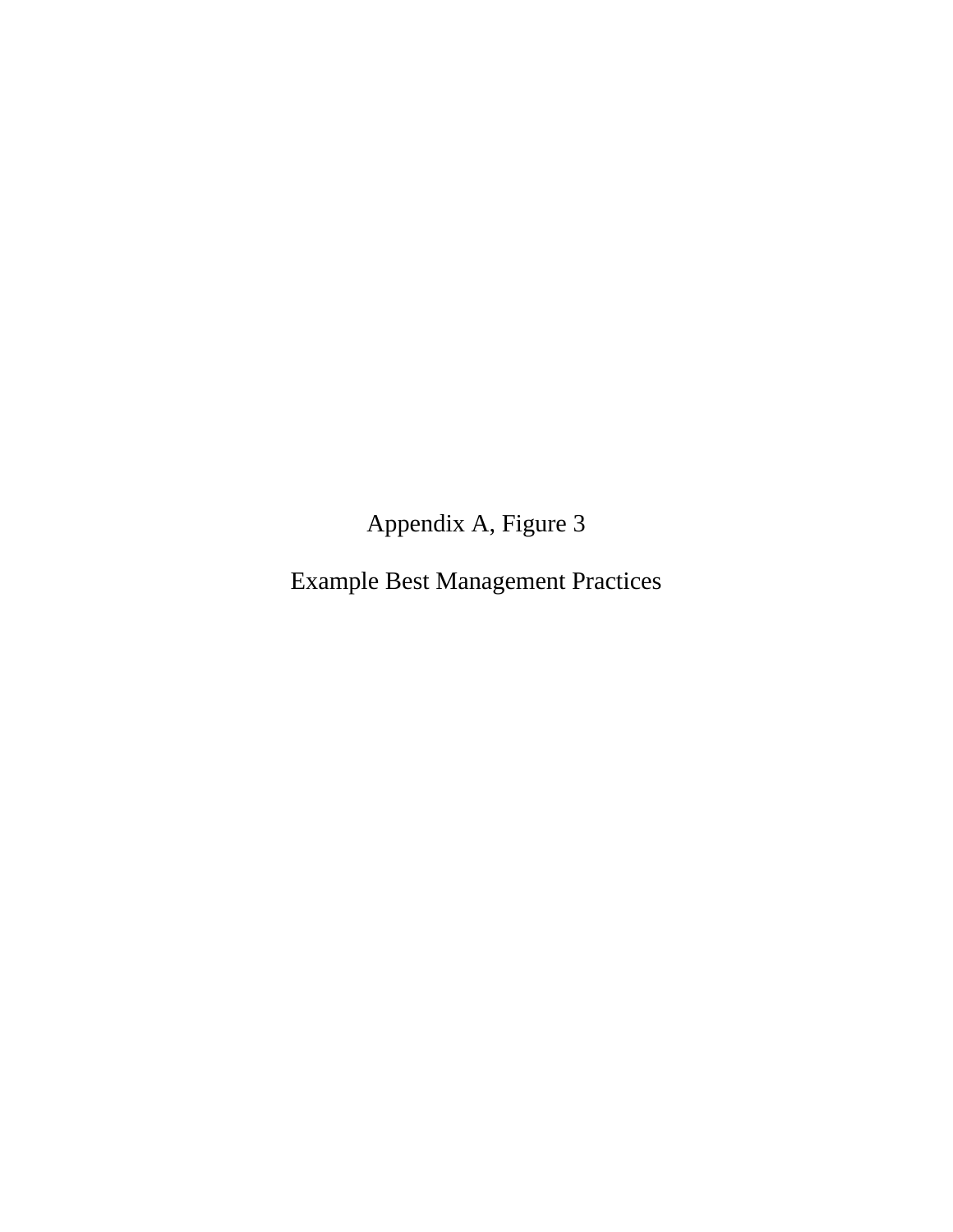Appendix A, Figure 3

Example Best Management Practices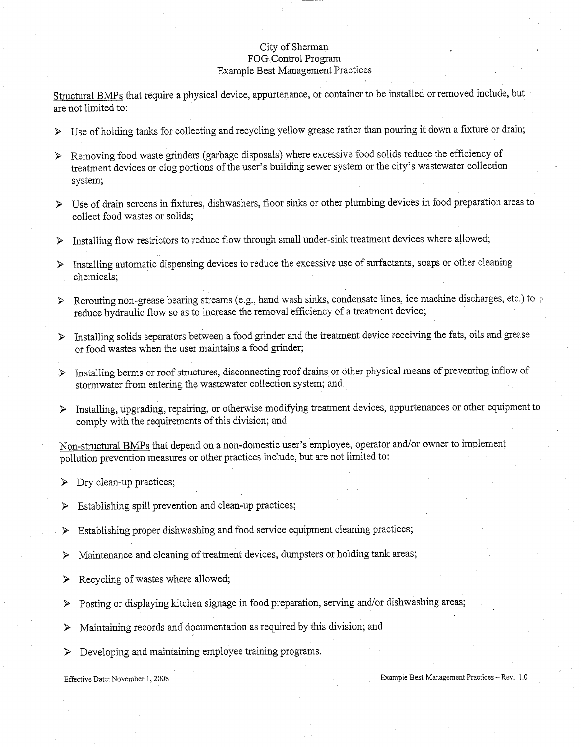City of Sherman
FOG Control Program
Example Best Management Practices

Structural BMPs that require a physical device, appurtenance, or container to be installed or removed include, but are not limited to:

- Use of holding tanks for collecting and recycling yellow grease rather than pouring it down a fixture or drain;
- Removing food waste grinders (garbage disposals) where excessive food solids reduce the efficiency of treatment devices or clog portions of the user's building sewer system or the city's wastewater collection system;
- Use of drain screens in fixtures, dishwashers, floor sinks or other plumbing devices in food preparation areas to collect food wastes or solids;
- Installing flow restrictors to reduce flow through small under-sink treatment devices where allowed;
- Installing automatic dispensing devices to reduce the excessive use of surfactants, soaps or other cleaning chemicals;
- Rerouting non-grease bearing streams (e.g., hand wash sinks, condensate lines, ice machine discharges, etc.) to reduce hydraulic flow so as to increase the removal efficiency of a treatment device;
- Installing solids separators between a food grinder and the treatment device receiving the fats, oils and grease or food wastes when the user maintains a food grinder;
- Installing berms or roof structures, disconnecting roof drains or other physical means of preventing inflow of stormwater from entering the wastewater collection system; and
- Installing, upgrading, repairing, or otherwise modifying treatment devices, appurtenances or other equipment to comply with the requirements of this division; and

Non-structural BMPs that depend on a non-domestic user's employee, operator and/or owner to implement pollution prevention measures or other practices include, but are not limited to:

- Dry clean-up practices;
- Establishing spill prevention and clean-up practices;
- Establishing proper dishwashing and food service equipment cleaning practices;
- Maintenance and cleaning of treatment devices, dumpsters or holding tank areas;
- Recycling of wastes where allowed;
- Posting or displaying kitchen signage in food preparation, serving and/or dishwashing areas;
- Maintaining records and documentation as required by this division; and
- Developing and maintaining employee training programs.

Effective Date: November 1, 2008 — Example Best Management Practices – Rev. 1.0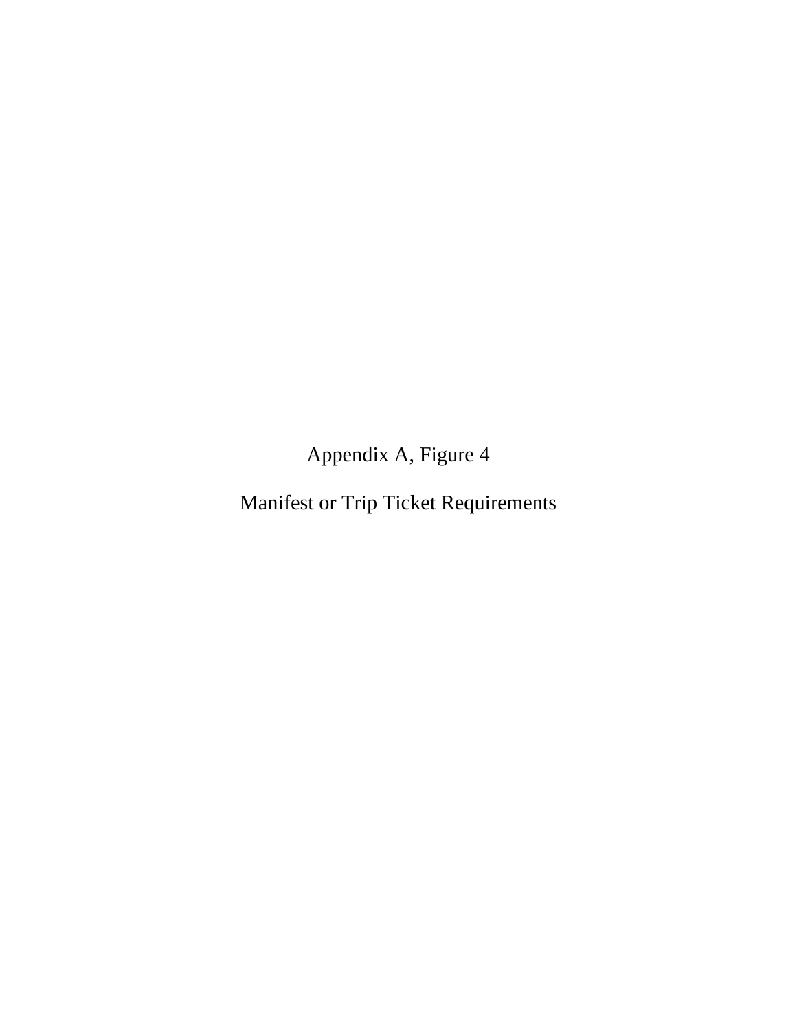Appendix A, Figure 4

Manifest or Trip Ticket Requirements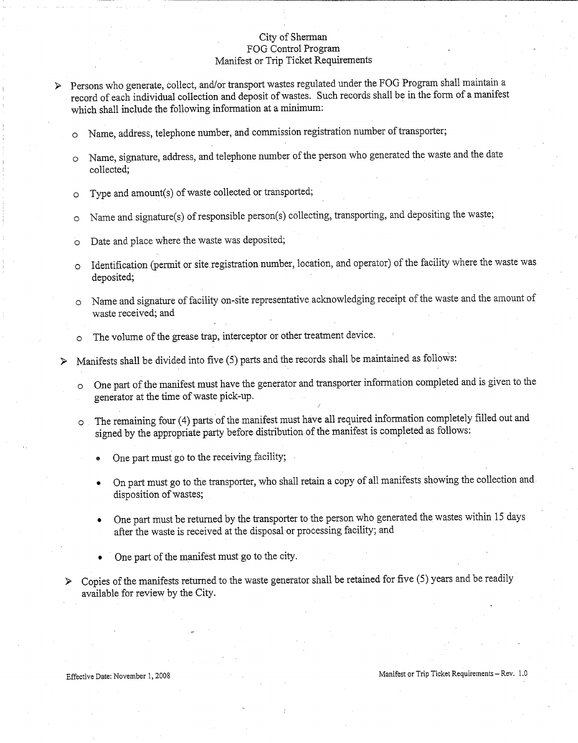# City of Sherman
## FOG Control Program
## Manifest or Trip Ticket Requirements

- Persons who generate, collect, and/or transport wastes regulated under the FOG Program shall maintain a record of each individual collection and deposit of wastes. Such records shall be in the form of a manifest which shall include the following information at a minimum:
  - Name, address, telephone number, and commission registration number of transporter;
  - Name, signature, address, and telephone number of the person who generated the waste and the date collected;
  - Type and amount(s) of waste collected or transported;
  - Name and signature(s) of responsible person(s) collecting, transporting, and depositing the waste;
  - Date and place where the waste was deposited;
  - Identification (permit or site registration number, location, and operator) of the facility where the waste was deposited;
  - Name and signature of facility on-site representative acknowledging receipt of the waste and the amount of waste received; and
  - The volume of the grease trap, interceptor or other treatment device.
- Manifests shall be divided into five (5) parts and the records shall be maintained as follows:
  - One part of the manifest must have the generator and transporter information completed and is given to the generator at the time of waste pick-up.
  - The remaining four (4) parts of the manifest must have all required information completely filled out and signed by the appropriate party before distribution of the manifest is completed as follows:
    - One part must go to the receiving facility;
    - On part must go to the transporter, who shall retain a copy of all manifests showing the collection and disposition of wastes;
    - One part must be returned by the transporter to the person who generated the wastes within 15 days after the waste is received at the disposal or processing facility; and
    - One part of the manifest must go to the city.
- Copies of the manifests returned to the waste generator shall be retained for five (5) years and be readily available for review by the City.

Effective Date: November 1, 2008

Manifest or Trip Ticket Requirements – Rev. 1.0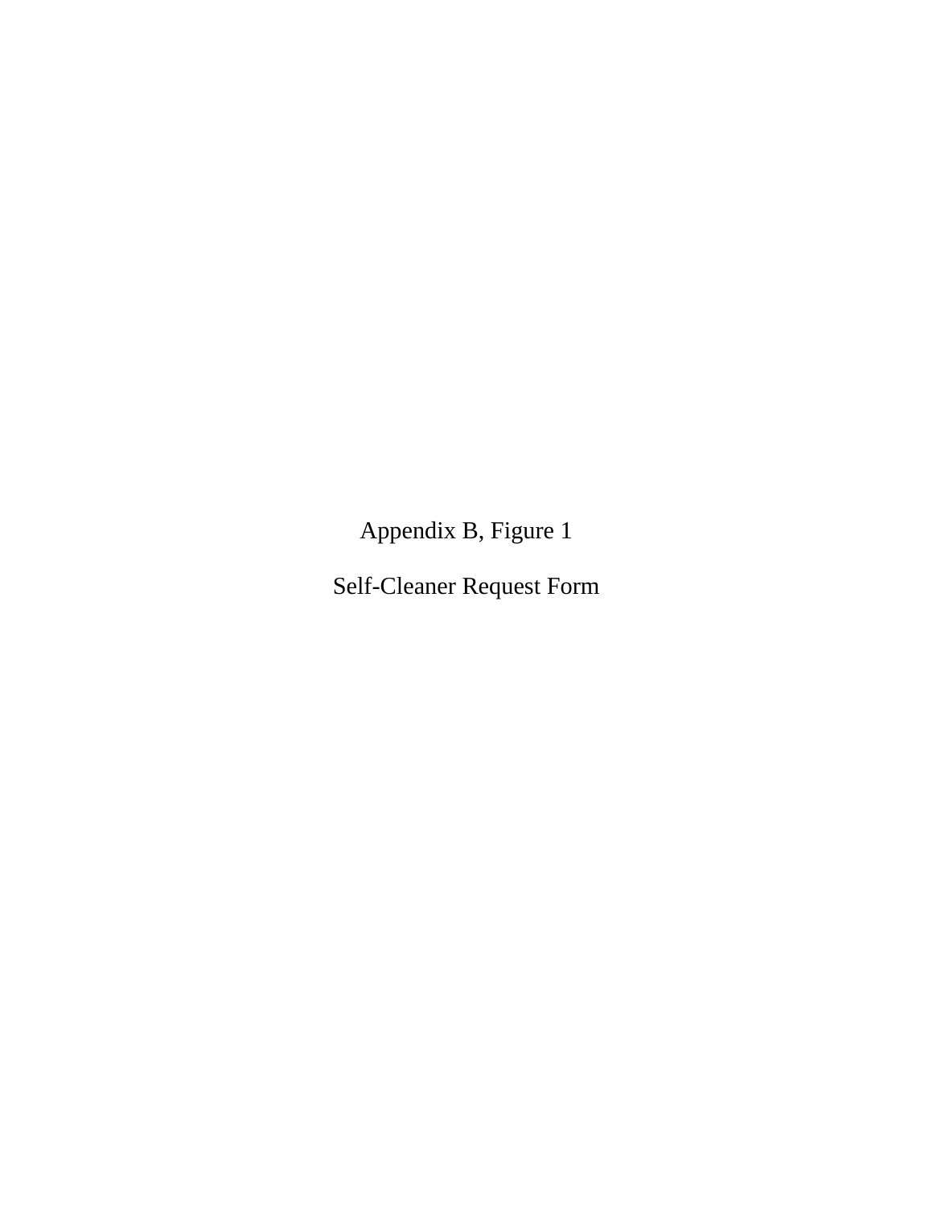Appendix B, Figure 1

Self-Cleaner Request Form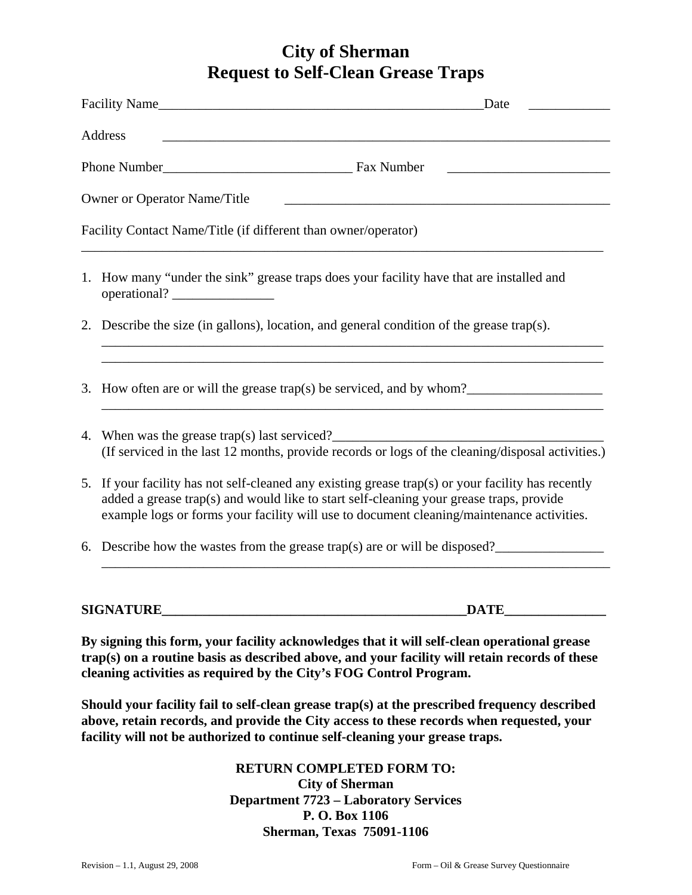# City of Sherman
# Request to Self-Clean Grease Traps

Facility Name__________________________________________________Date ____________

Address ____________________________________________________________________

Phone Number____________________________ Fax Number ________________________

Owner or Operator Name/Title _________________________________________________

Facility Contact Name/Title (if different than owner/operator)
_______________________________________________________________________________

1. How many "under the sink" grease traps does your facility have that are installed and operational? _______________

2. Describe the size (in gallons), location, and general condition of the grease trap(s).
_____________________________________________________________________________
_____________________________________________________________________________

3. How often are or will the grease trap(s) be serviced, and by whom?____________________
_____________________________________________________________________________

4. When was the grease trap(s) last serviced?________________________________________
(If serviced in the last 12 months, provide records or logs of the cleaning/disposal activities.)

5. If your facility has not self-cleaned any existing grease trap(s) or your facility has recently added a grease trap(s) and would like to start self-cleaning your grease traps, provide example logs or forms your facility will use to document cleaning/maintenance activities.

6. Describe how the wastes from the grease trap(s) are or will be disposed?________________
_____________________________________________________________________________

**SIGNATURE______________________________________________DATE_______________**

**By signing this form, your facility acknowledges that it will self-clean operational grease trap(s) on a routine basis as described above, and your facility will retain records of these cleaning activities as required by the City's FOG Control Program.**

**Should your facility fail to self-clean grease trap(s) at the prescribed frequency described above, retain records, and provide the City access to these records when requested, your facility will not be authorized to continue self-cleaning your grease traps.**

**RETURN COMPLETED FORM TO:**
**City of Sherman**
**Department 7723 – Laboratory Services**
**P. O. Box 1106**
**Sherman, Texas 75091-1106**

Revision – 1.1, August 29, 2008 Form – Oil & Grease Survey Questionnaire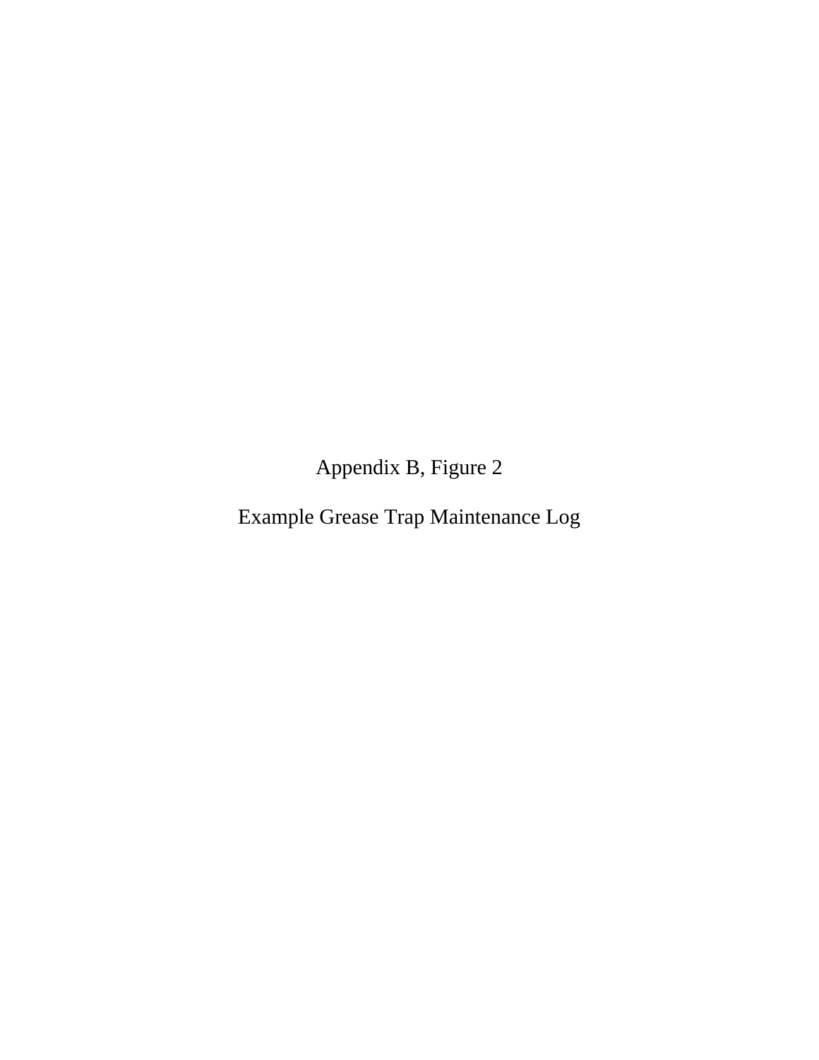Appendix B, Figure 2

Example Grease Trap Maintenance Log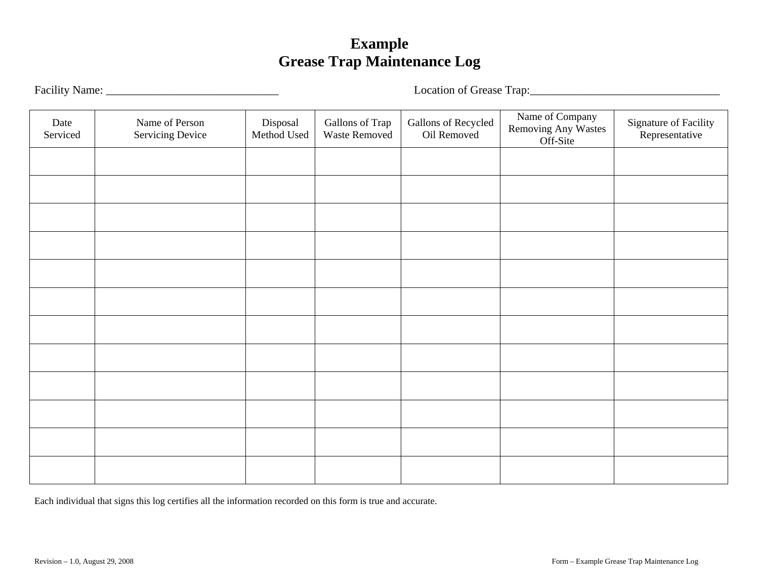# Example
# Grease Trap Maintenance Log

Facility Name: ______________________________ Location of Grease Trap:_________________________________

| Date Serviced | Name of Person Servicing Device | Disposal Method Used | Gallons of Trap Waste Removed | Gallons of Recycled Oil Removed | Name of Company Removing Any Wastes Off-Site | Signature of Facility Representative |
|---|---|---|---|---|---|---|
| | | | | | | |
| | | | | | | |
| | | | | | | |
| | | | | | | |
| | | | | | | |
| | | | | | | |
| | | | | | | |
| | | | | | | |
| | | | | | | |
| | | | | | | |
| | | | | | | |
| | | | | | | |

Each individual that signs this log certifies all the information recorded on this form is true and accurate.

Revision – 1.0, August 29, 2008 Form – Example Grease Trap Maintenance Log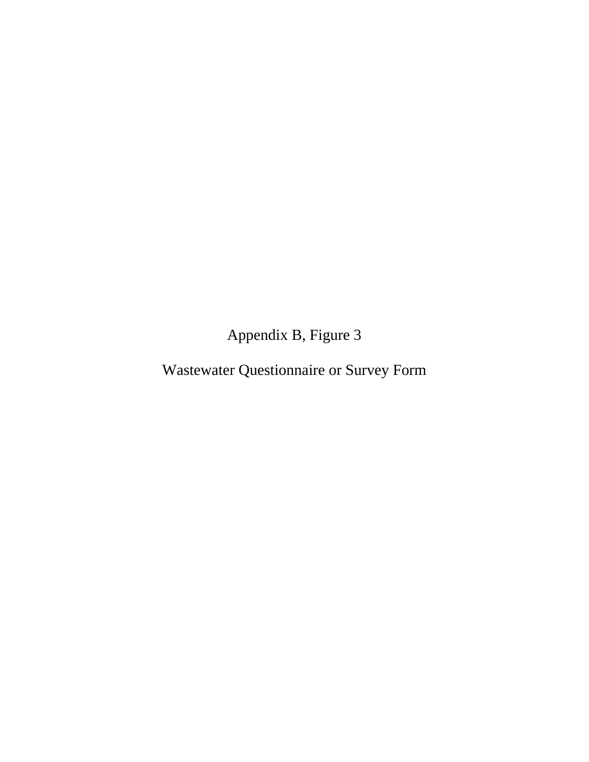Appendix B, Figure 3

Wastewater Questionnaire or Survey Form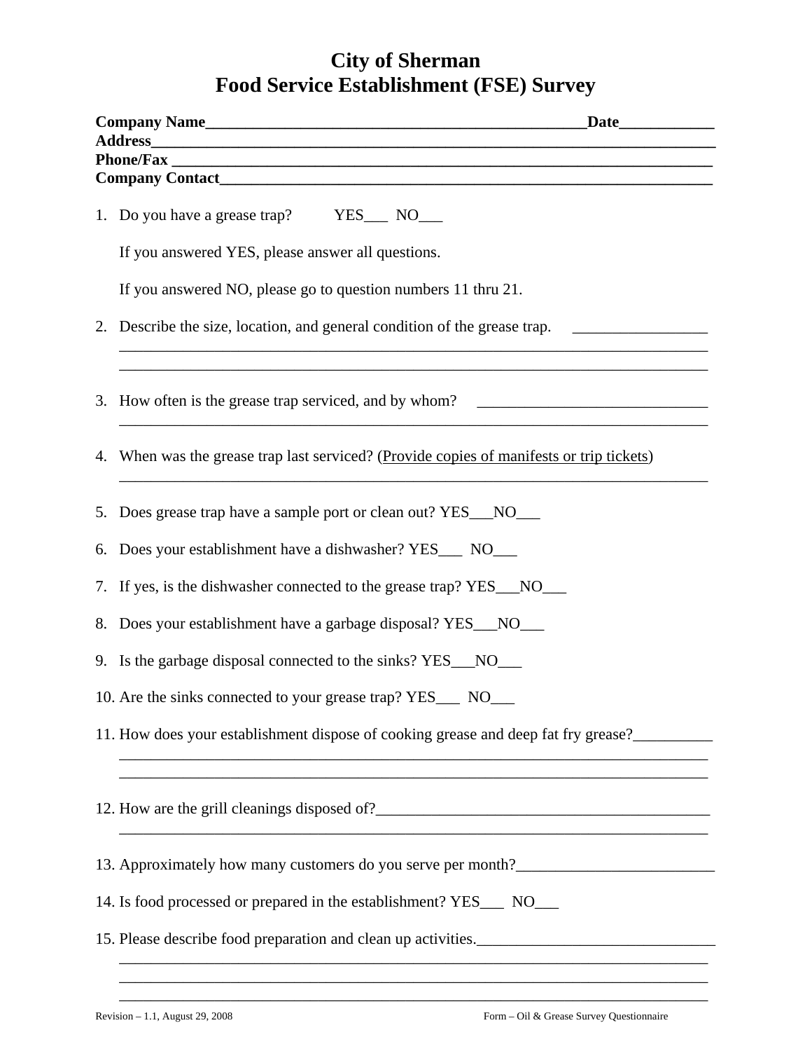# City of Sherman
# Food Service Establishment (FSE) Survey

**Company Name**__________________________________________________**Date**____________
**Address**________________________________________________________________________
**Phone/Fax** ______________________________________________________________________
**Company Contact**_________________________________________________________________

1. Do you have a grease trap? YES___ NO___

   If you answered YES, please answer all questions.

   If you answered NO, please go to question numbers 11 thru 21.

2. Describe the size, location, and general condition of the grease trap. _________________
   ____________________________________________________________________________
   ____________________________________________________________________________

3. How often is the grease trap serviced, and by whom? _____________________________
   ____________________________________________________________________________

4. When was the grease trap last serviced? (<u>Provide copies of manifests or trip tickets</u>)
   ____________________________________________________________________________

5. Does grease trap have a sample port or clean out? YES___NO___

6. Does your establishment have a dishwasher? YES___ NO___

7. If yes, is the dishwasher connected to the grease trap? YES___NO___

8. Does your establishment have a garbage disposal? YES___NO___

9. Is the garbage disposal connected to the sinks? YES___NO___

10. Are the sinks connected to your grease trap? YES___ NO___

11. How does your establishment dispose of cooking grease and deep fat fry grease?__________
    ____________________________________________________________________________
    ____________________________________________________________________________

12. How are the grill cleanings disposed of?__________________________________________
    ____________________________________________________________________________

13. Approximately how many customers do you serve per month?_________________________

14. Is food processed or prepared in the establishment? YES___ NO___

15. Please describe food preparation and clean up activities.______________________________
    ____________________________________________________________________________
    ____________________________________________________________________________
    ____________________________________________________________________________

Revision – 1.1, August 29, 2008 Form – Oil & Grease Survey Questionnaire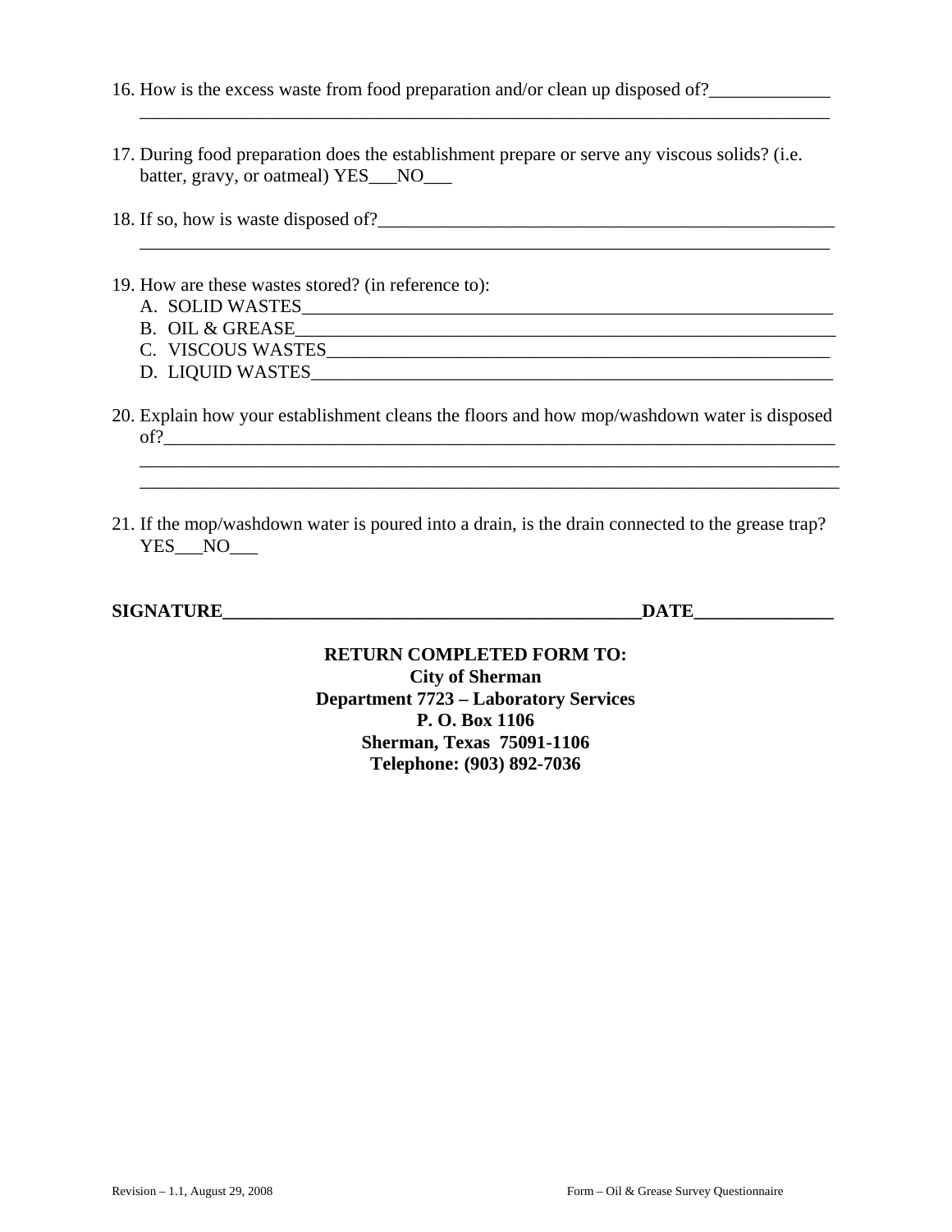16. How is the excess waste from food preparation and/or clean up disposed of?_____________
    ___________________________________________________________________________

17. During food preparation does the establishment prepare or serve any viscous solids? (i.e. batter, gravy, or oatmeal) YES___NO___

18. If so, how is waste disposed of?___________________________________________________
    ___________________________________________________________________________

19. How are these wastes stored? (in reference to):
    A. SOLID WASTES_____________________________________________________________
    B. OIL & GREASE______________________________________________________________
    C. VISCOUS WASTES___________________________________________________________
    D. LIQUID WASTES____________________________________________________________

20. Explain how your establishment cleans the floors and how mop/washdown water is disposed of?_________________________________________________________________________
    ___________________________________________________________________________
    ___________________________________________________________________________

21. If the mop/washdown water is poured into a drain, is the drain connected to the grease trap? YES___NO___

**SIGNATURE______________________________________________DATE_______________**

**RETURN COMPLETED FORM TO:**
**City of Sherman**
**Department 7723 – Laboratory Services**
**P. O. Box 1106**
**Sherman, Texas 75091-1106**
**Telephone: (903) 892-7036**